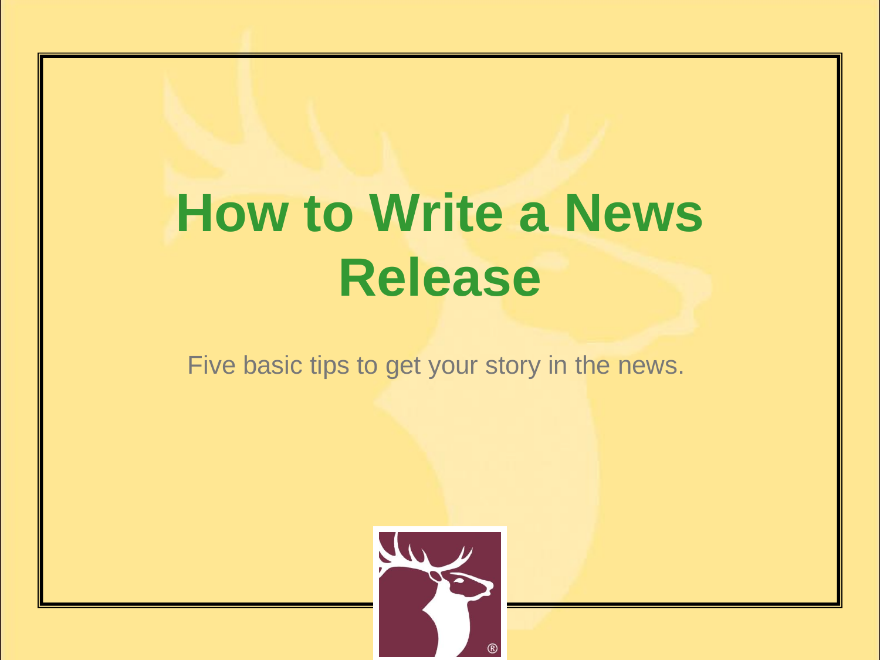# How to Write a News Release

Five basic tips to get your story in the news.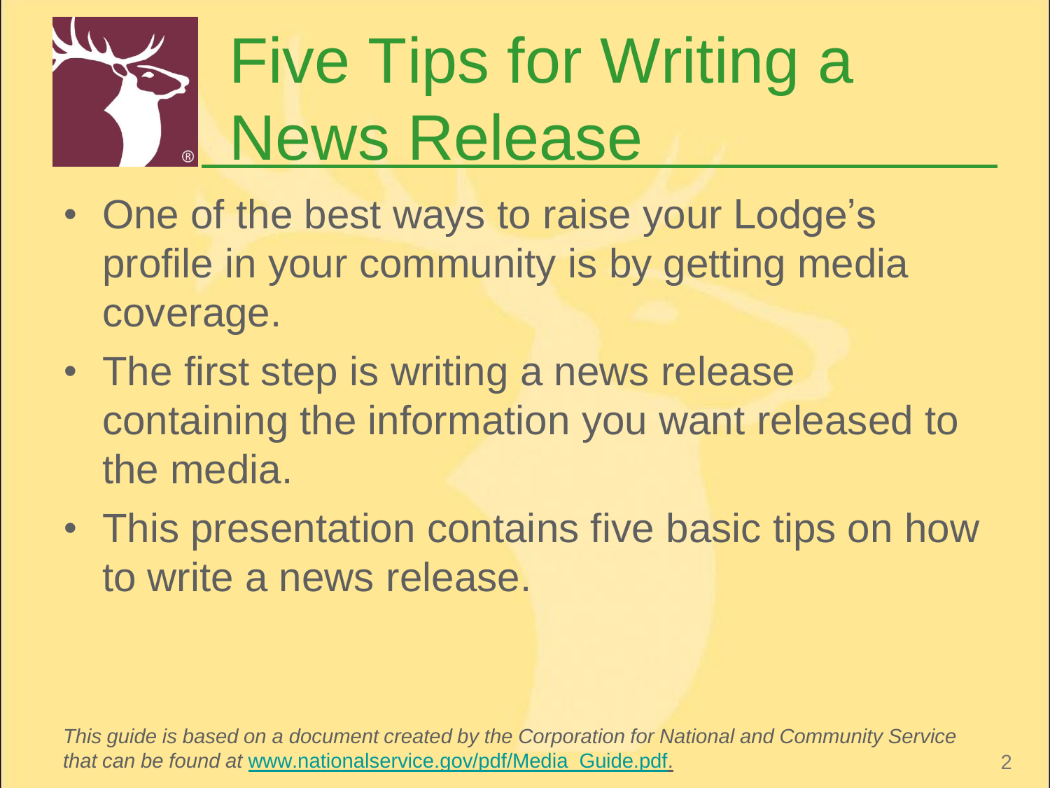# Five Tips for Writing a News Release

- One of the best ways to raise your Lodge's profile in your community is by getting media coverage.
- The first step is writing a news release containing the information you want released to the media.
- This presentation contains five basic tips on how to write a news release.

*This guide is based on a document created by the Corporation for National and Community Service that can be found at* www.nationalservice.gov/pdf/Media_Guide.pdf.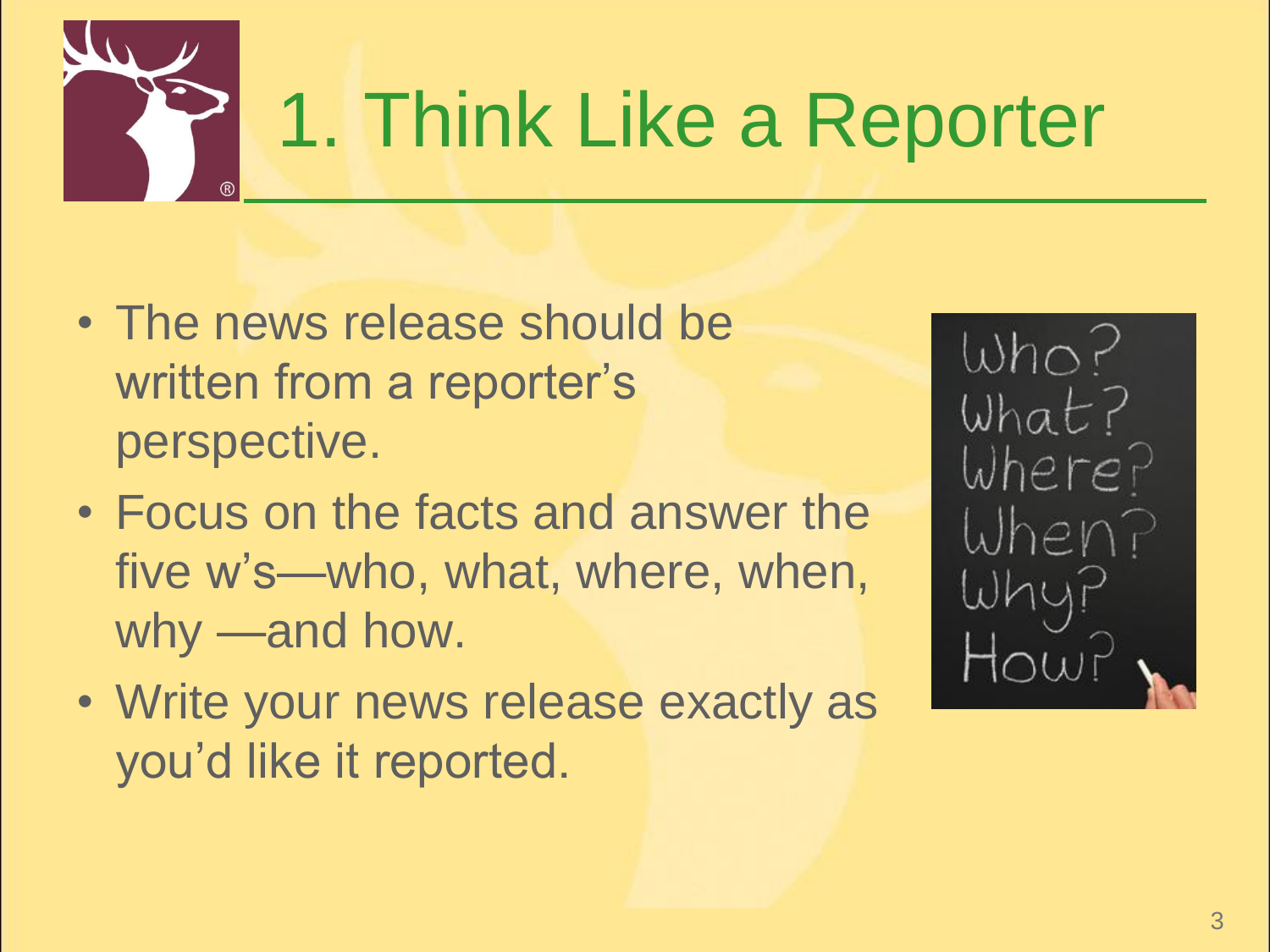# 1. Think Like a Reporter

- The news release should be written from a reporter's perspective.
- Focus on the facts and answer the five w's—who, what, where, when, why —and how.
- Write your news release exactly as you'd like it reported.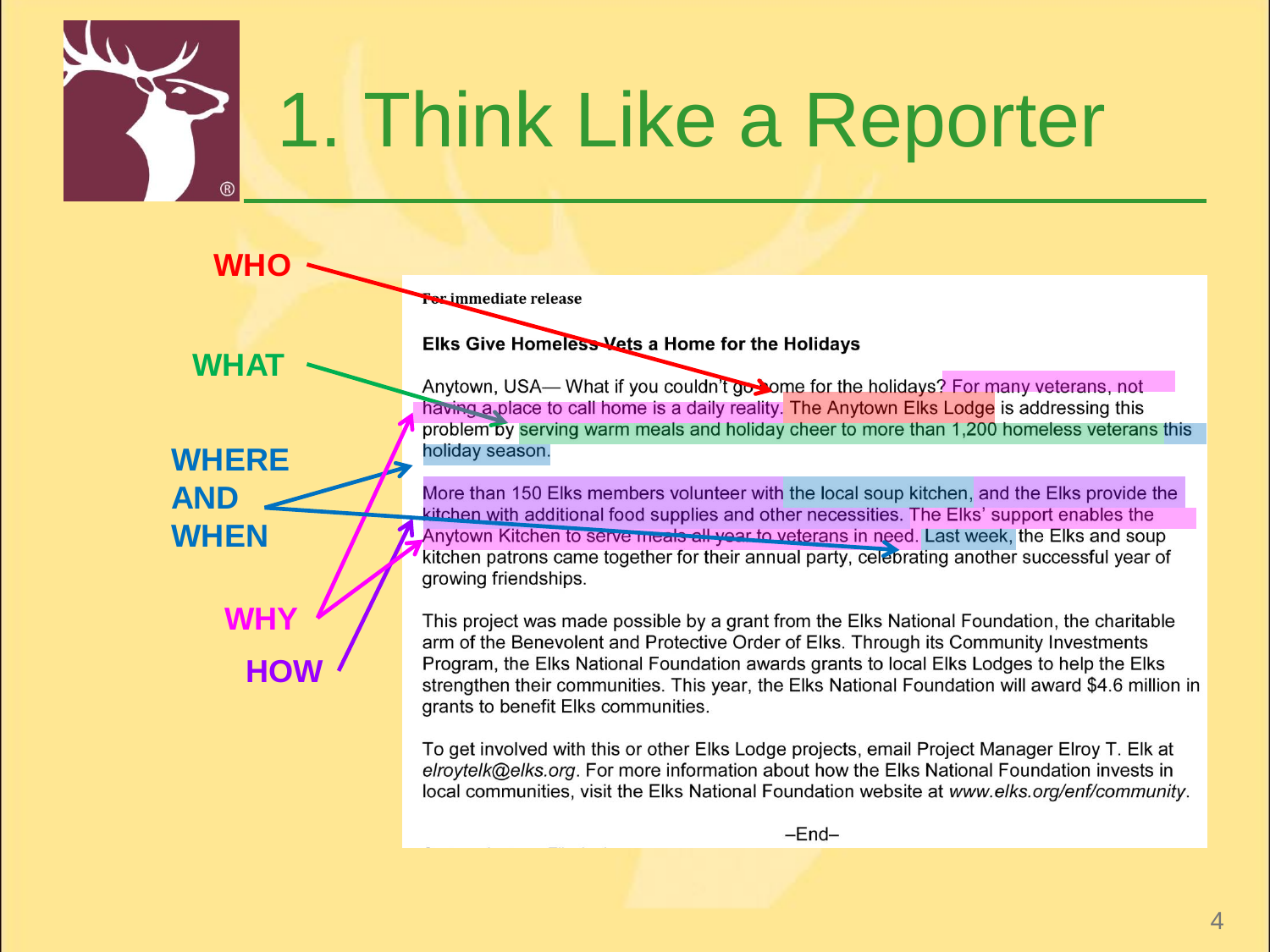# 1. Think Like a Reporter

WHO

WHAT

WHERE AND WHEN

WHY

HOW

**For immediate release**

**Elks Give Homeless Vets a Home for the Holidays**

Anytown, USA— What if you couldn't go home for the holidays? For many veterans, not having a place to call home is a daily reality. The Anytown Elks Lodge is addressing this problem by serving warm meals and holiday cheer to more than 1,200 homeless veterans this holiday season.

More than 150 Elks members volunteer with the local soup kitchen, and the Elks provide the kitchen with additional food supplies and other necessities. The Elks' support enables the Anytown Kitchen to serve meals all year to veterans in need. Last week, the Elks and soup kitchen patrons came together for their annual party, celebrating another successful year of growing friendships.

This project was made possible by a grant from the Elks National Foundation, the charitable arm of the Benevolent and Protective Order of Elks. Through its Community Investments Program, the Elks National Foundation awards grants to local Elks Lodges to help the Elks strengthen their communities. This year, the Elks National Foundation will award $4.6 million in grants to benefit Elks communities.

To get involved with this or other Elks Lodge projects, email Project Manager Elroy T. Elk at *elroytelk@elks.org*. For more information about how the Elks National Foundation invests in local communities, visit the Elks National Foundation website at *www.elks.org/enf/community*.

–End–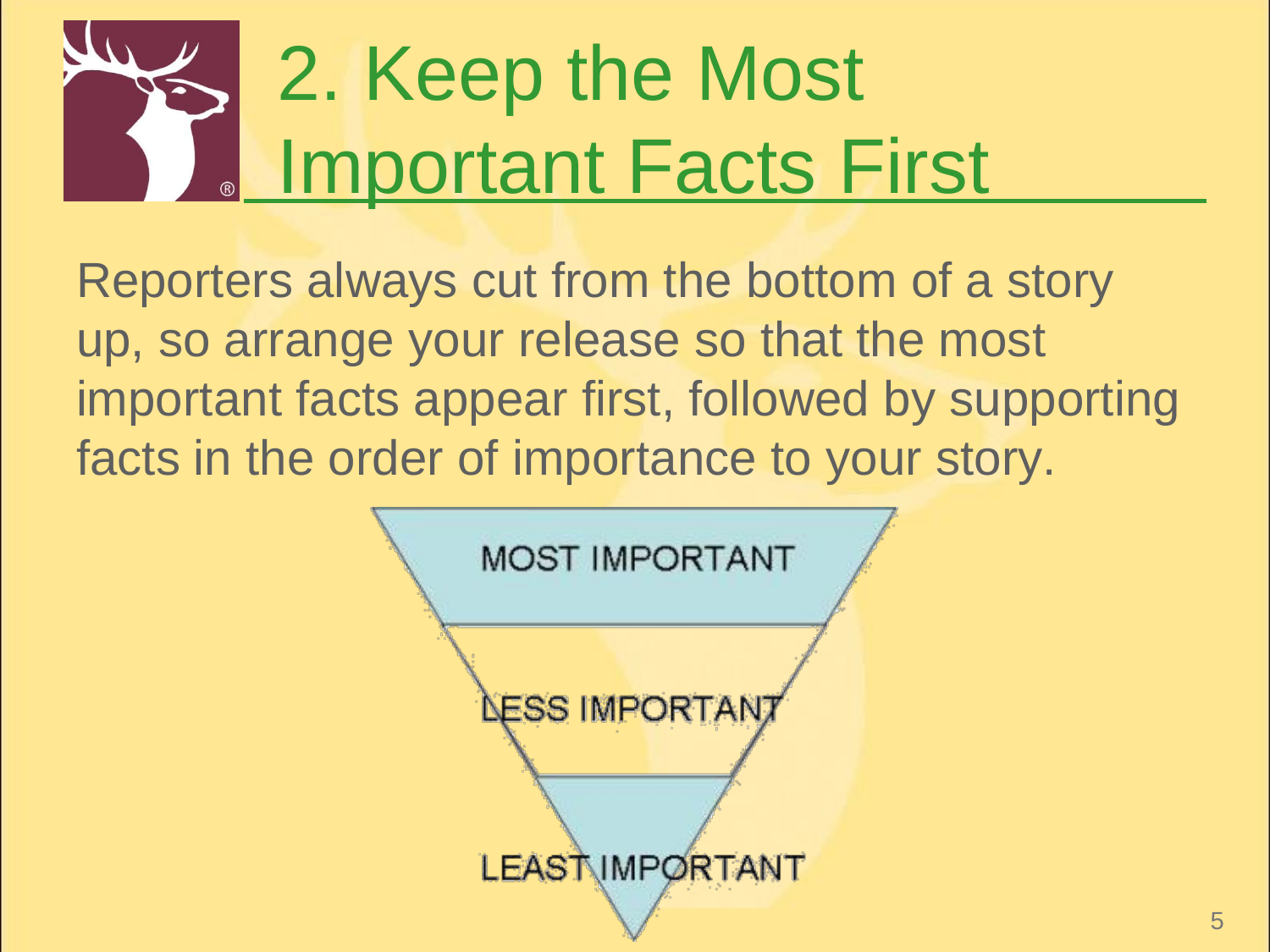# 2. Keep the Most Important Facts First

Reporters always cut from the bottom of a story up, so arrange your release so that the most important facts appear first, followed by supporting facts in the order of importance to your story.

MOST IMPORTANT

LESS IMPORTANT

LEAST IMPORTANT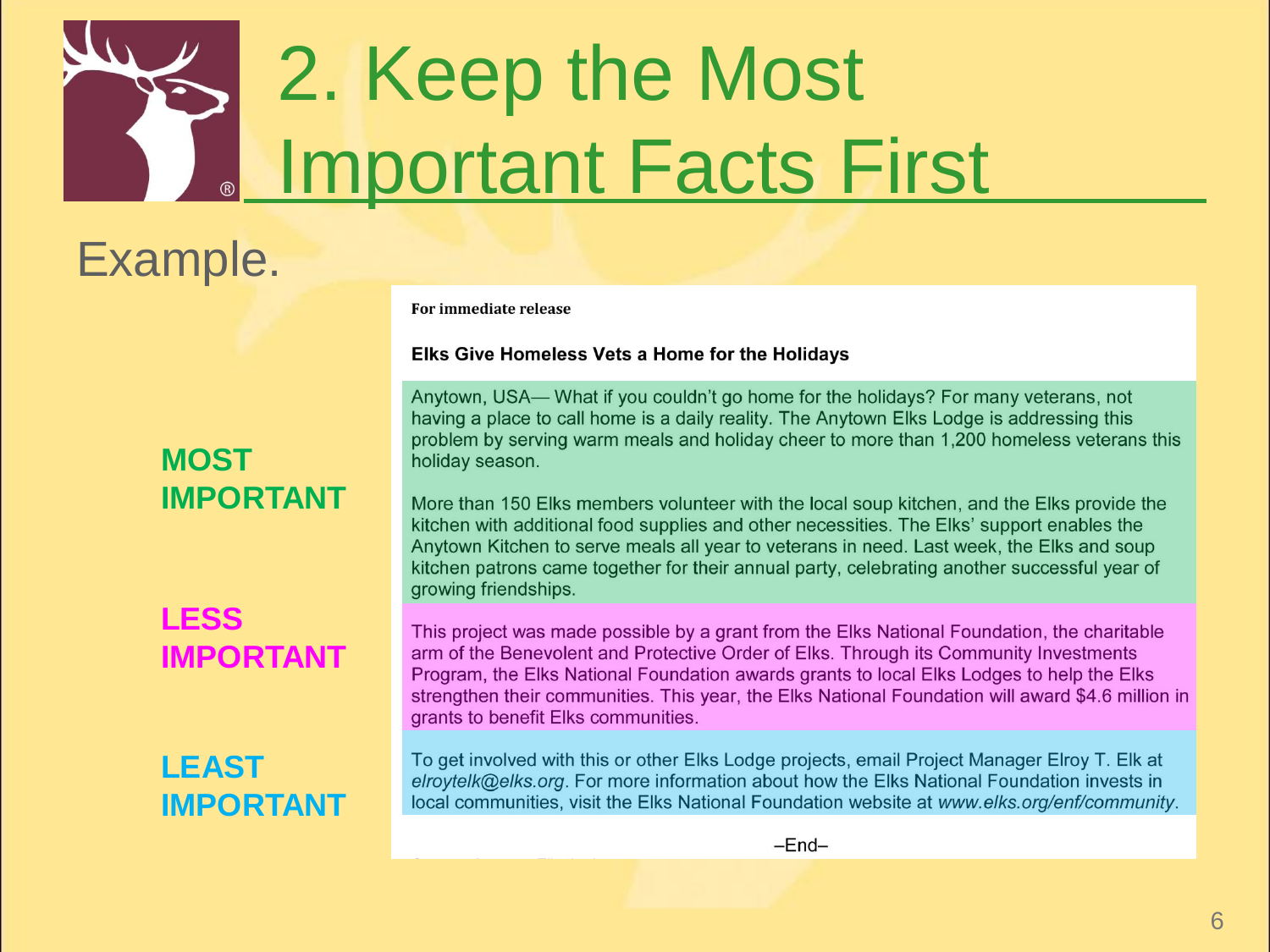# 2. Keep the Most Important Facts First

## Example.

**For immediate release**

**Elks Give Homeless Vets a Home for the Holidays**

**MOST IMPORTANT**

Anytown, USA— What if you couldn't go home for the holidays? For many veterans, not having a place to call home is a daily reality. The Anytown Elks Lodge is addressing this problem by serving warm meals and holiday cheer to more than 1,200 homeless veterans this holiday season.

More than 150 Elks members volunteer with the local soup kitchen, and the Elks provide the kitchen with additional food supplies and other necessities. The Elks' support enables the Anytown Kitchen to serve meals all year to veterans in need. Last week, the Elks and soup kitchen patrons came together for their annual party, celebrating another successful year of growing friendships.

**LESS IMPORTANT**

This project was made possible by a grant from the Elks National Foundation, the charitable arm of the Benevolent and Protective Order of Elks. Through its Community Investments Program, the Elks National Foundation awards grants to local Elks Lodges to help the Elks strengthen their communities. This year, the Elks National Foundation will award $4.6 million in grants to benefit Elks communities.

**LEAST IMPORTANT**

To get involved with this or other Elks Lodge projects, email Project Manager Elroy T. Elk at *elroytelk@elks.org*. For more information about how the Elks National Foundation invests in local communities, visit the Elks National Foundation website at *www.elks.org/enf/community*.

–End–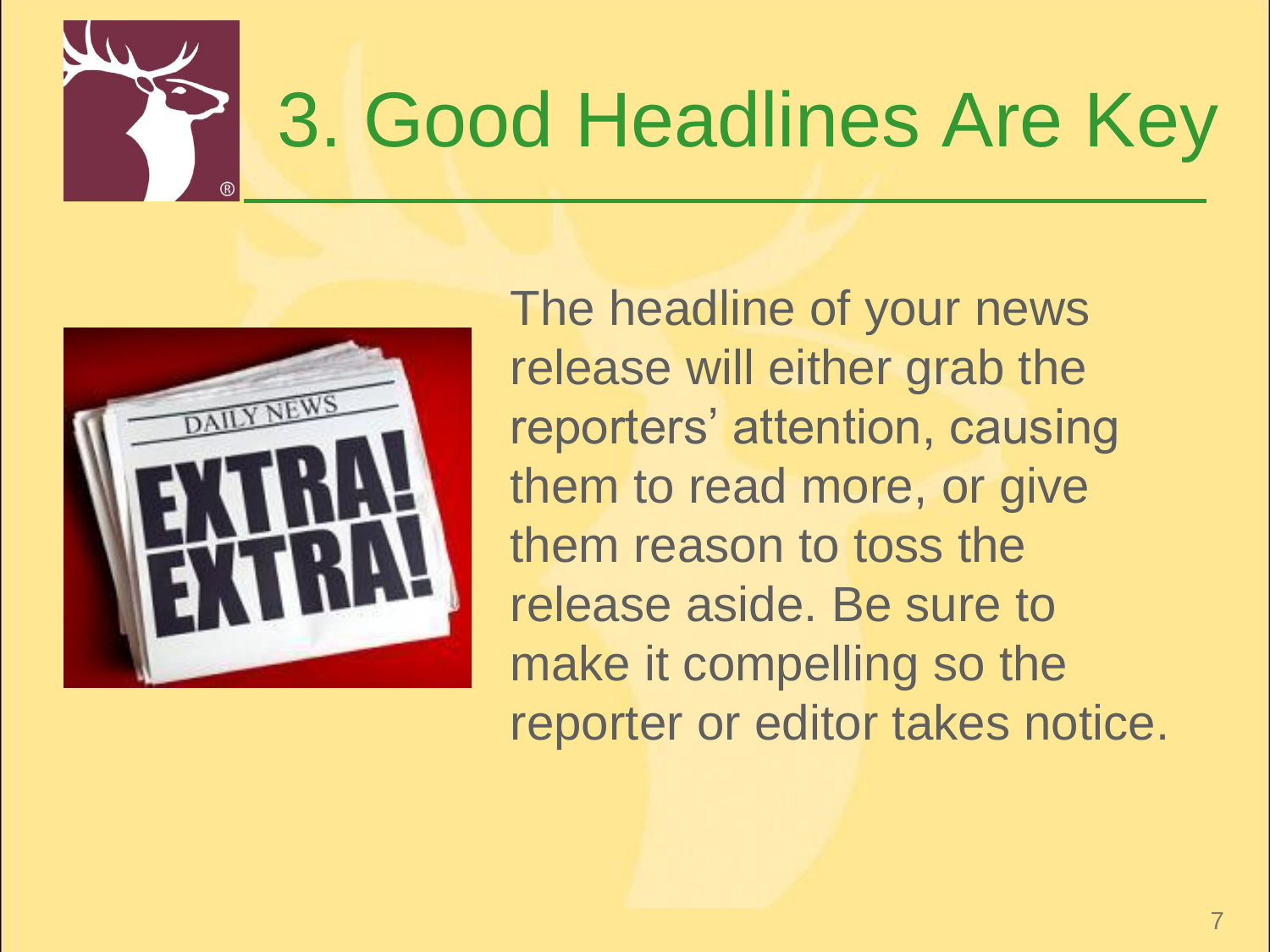# 3. Good Headlines Are Key

The headline of your news release will either grab the reporters' attention, causing them to read more, or give them reason to toss the release aside. Be sure to make it compelling so the reporter or editor takes notice.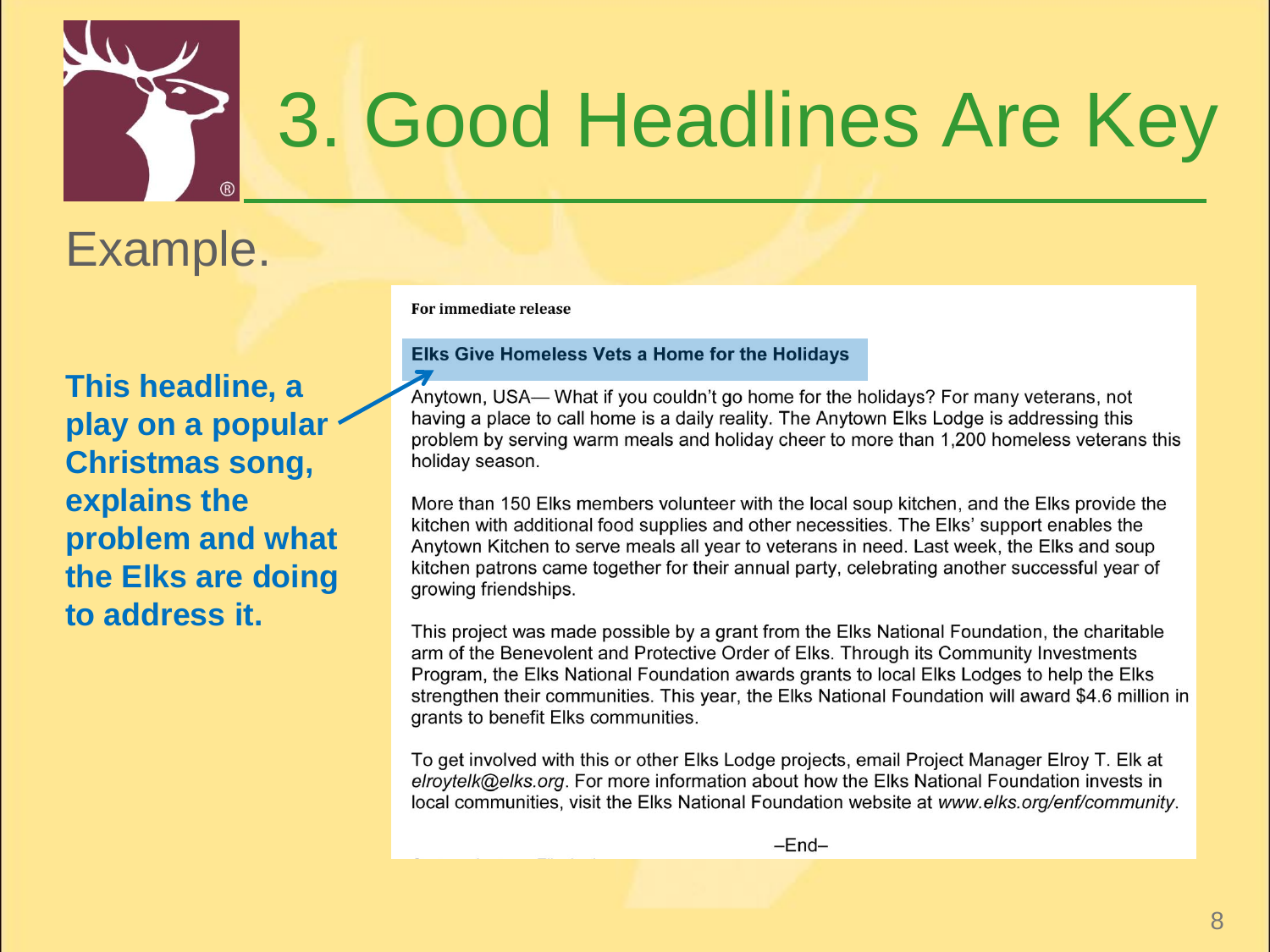# 3. Good Headlines Are Key

## Example.

**This headline, a play on a popular Christmas song, explains the problem and what the Elks are doing to address it.**

**For immediate release**

**Elks Give Homeless Vets a Home for the Holidays**

Anytown, USA— What if you couldn't go home for the holidays? For many veterans, not having a place to call home is a daily reality. The Anytown Elks Lodge is addressing this problem by serving warm meals and holiday cheer to more than 1,200 homeless veterans this holiday season.

More than 150 Elks members volunteer with the local soup kitchen, and the Elks provide the kitchen with additional food supplies and other necessities. The Elks' support enables the Anytown Kitchen to serve meals all year to veterans in need. Last week, the Elks and soup kitchen patrons came together for their annual party, celebrating another successful year of growing friendships.

This project was made possible by a grant from the Elks National Foundation, the charitable arm of the Benevolent and Protective Order of Elks. Through its Community Investments Program, the Elks National Foundation awards grants to local Elks Lodges to help the Elks strengthen their communities. This year, the Elks National Foundation will award $4.6 million in grants to benefit Elks communities.

To get involved with this or other Elks Lodge projects, email Project Manager Elroy T. Elk at *elroytelk@elks.org*. For more information about how the Elks National Foundation invests in local communities, visit the Elks National Foundation website at *www.elks.org/enf/community*.

–End–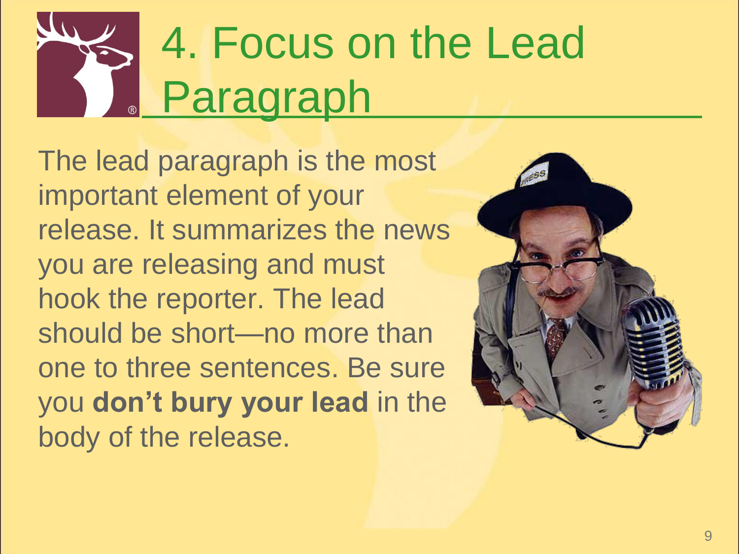# 4. Focus on the Lead Paragraph

The lead paragraph is the most important element of your release. It summarizes the news you are releasing and must hook the reporter. The lead should be short—no more than one to three sentences. Be sure you **don't bury your lead** in the body of the release.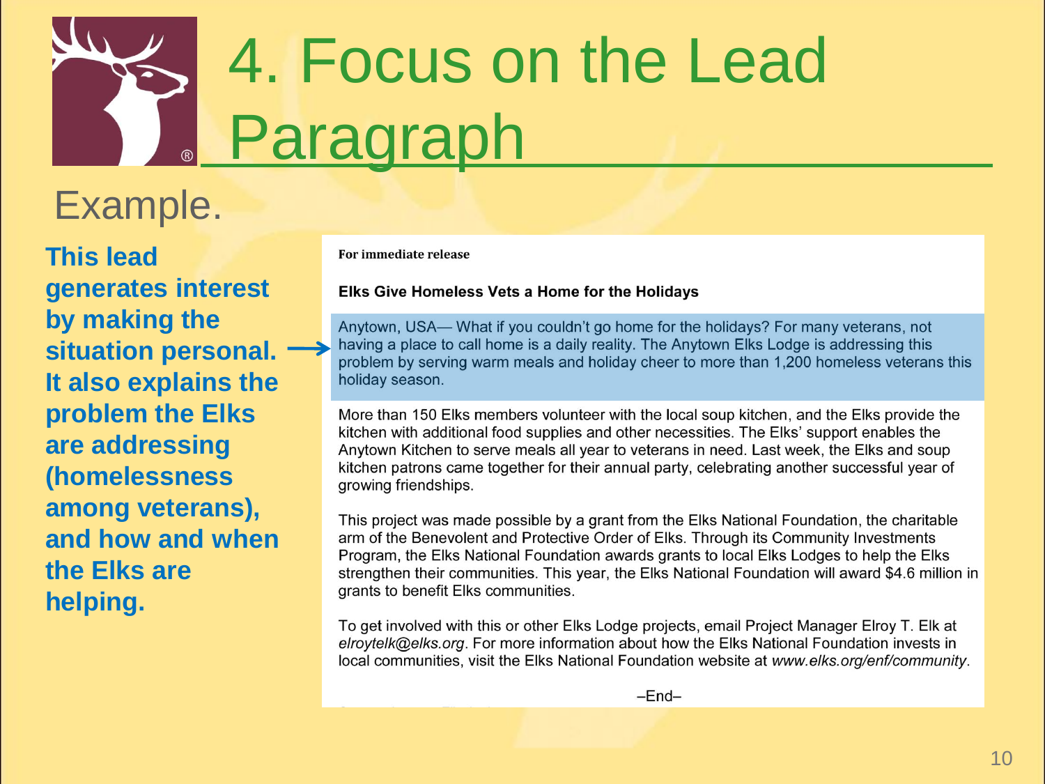# 4. Focus on the Lead Paragraph

## Example.

**This lead generates interest by making the situation personal. It also explains the problem the Elks are addressing (homelessness among veterans), and how and when the Elks are helping.**

**For immediate release**

**Elks Give Homeless Vets a Home for the Holidays**

Anytown, USA— What if you couldn't go home for the holidays? For many veterans, not having a place to call home is a daily reality. The Anytown Elks Lodge is addressing this problem by serving warm meals and holiday cheer to more than 1,200 homeless veterans this holiday season.

More than 150 Elks members volunteer with the local soup kitchen, and the Elks provide the kitchen with additional food supplies and other necessities. The Elks' support enables the Anytown Kitchen to serve meals all year to veterans in need. Last week, the Elks and soup kitchen patrons came together for their annual party, celebrating another successful year of growing friendships.

This project was made possible by a grant from the Elks National Foundation, the charitable arm of the Benevolent and Protective Order of Elks. Through its Community Investments Program, the Elks National Foundation awards grants to local Elks Lodges to help the Elks strengthen their communities. This year, the Elks National Foundation will award $4.6 million in grants to benefit Elks communities.

To get involved with this or other Elks Lodge projects, email Project Manager Elroy T. Elk at *elroytelk@elks.org*. For more information about how the Elks National Foundation invests in local communities, visit the Elks National Foundation website at *www.elks.org/enf/community*.

–End–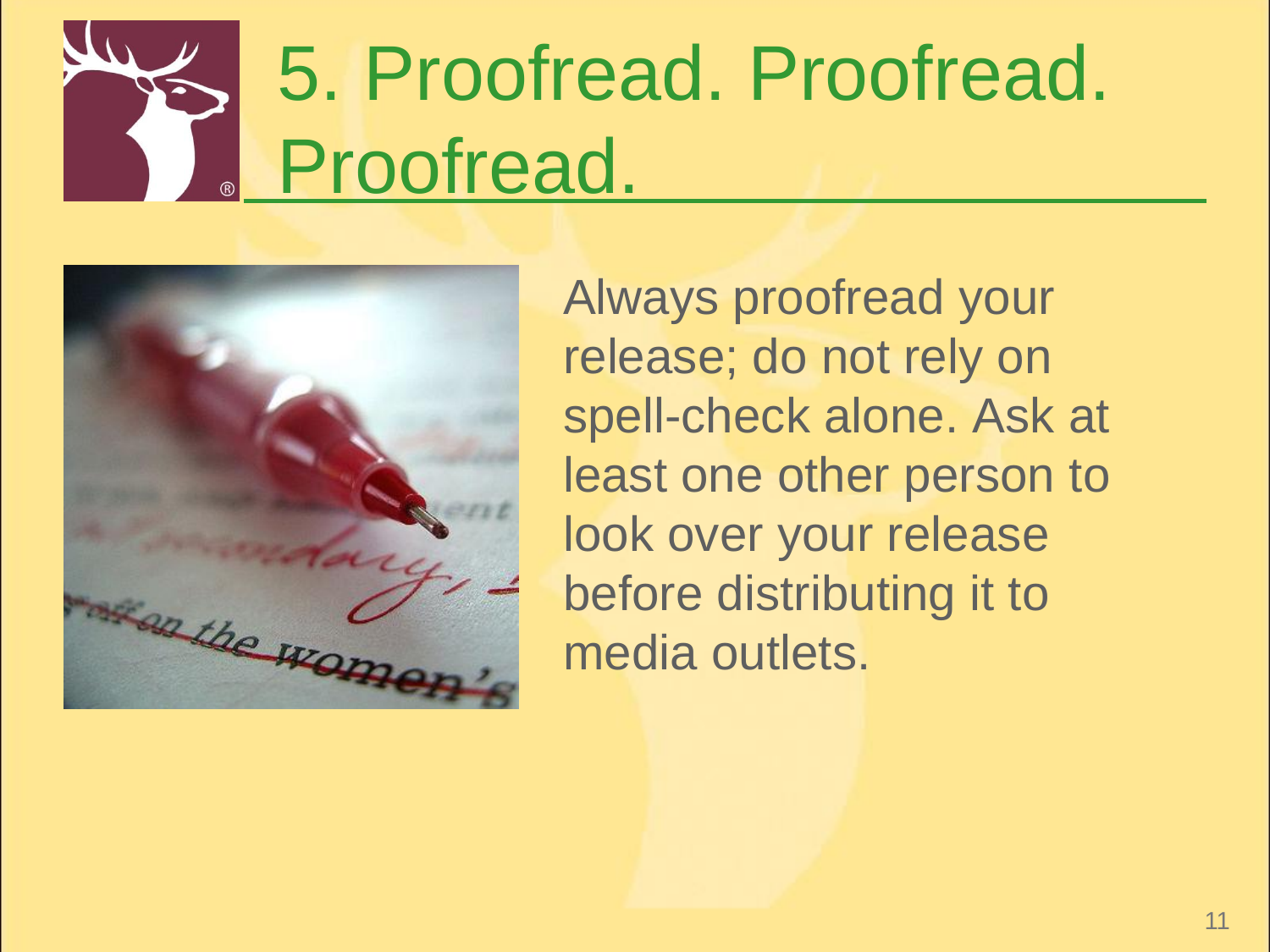# 5. Proofread. Proofread. Proofread.

Always proofread your release; do not rely on spell-check alone. Ask at least one other person to look over your release before distributing it to media outlets.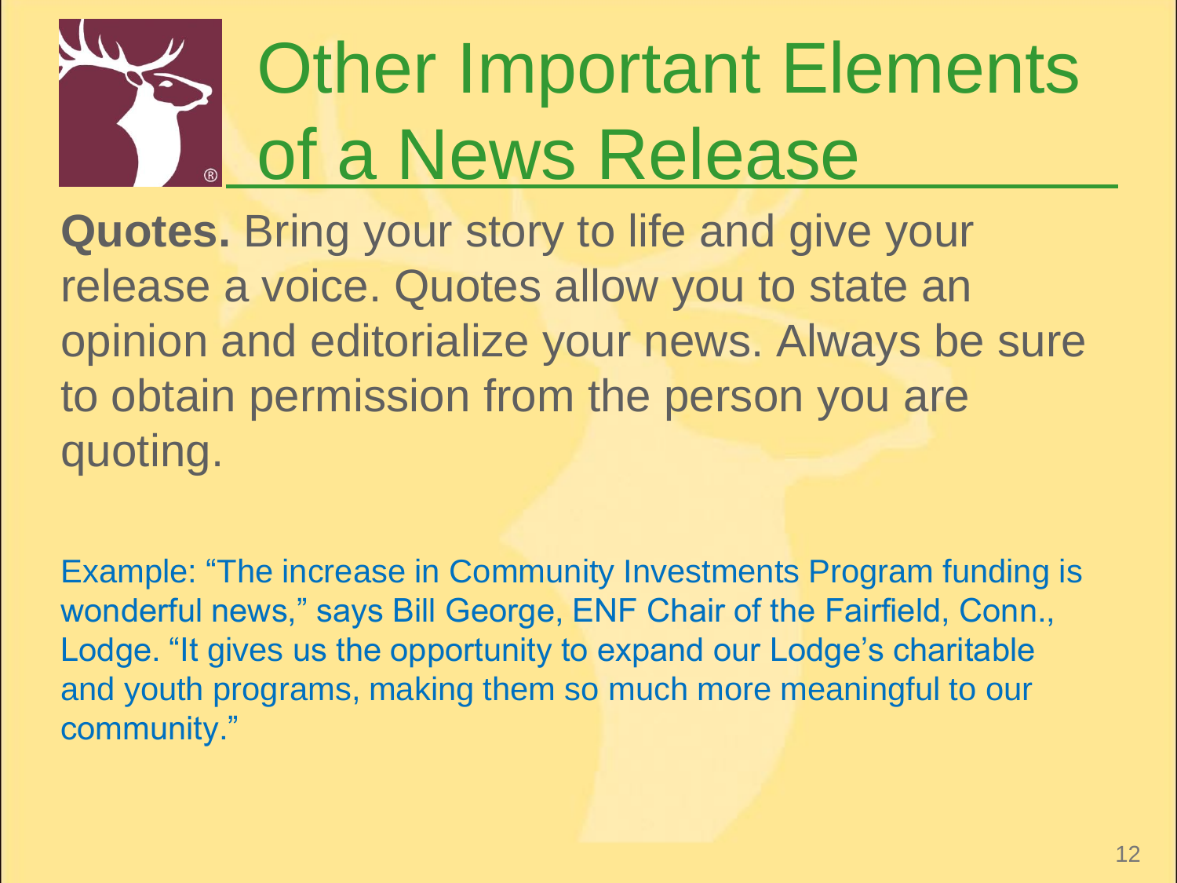# Other Important Elements of a News Release

**Quotes.** Bring your story to life and give your release a voice. Quotes allow you to state an opinion and editorialize your news. Always be sure to obtain permission from the person you are quoting.

Example: “The increase in Community Investments Program funding is wonderful news,” says Bill George, ENF Chair of the Fairfield, Conn., Lodge. “It gives us the opportunity to expand our Lodge’s charitable and youth programs, making them so much more meaningful to our community.”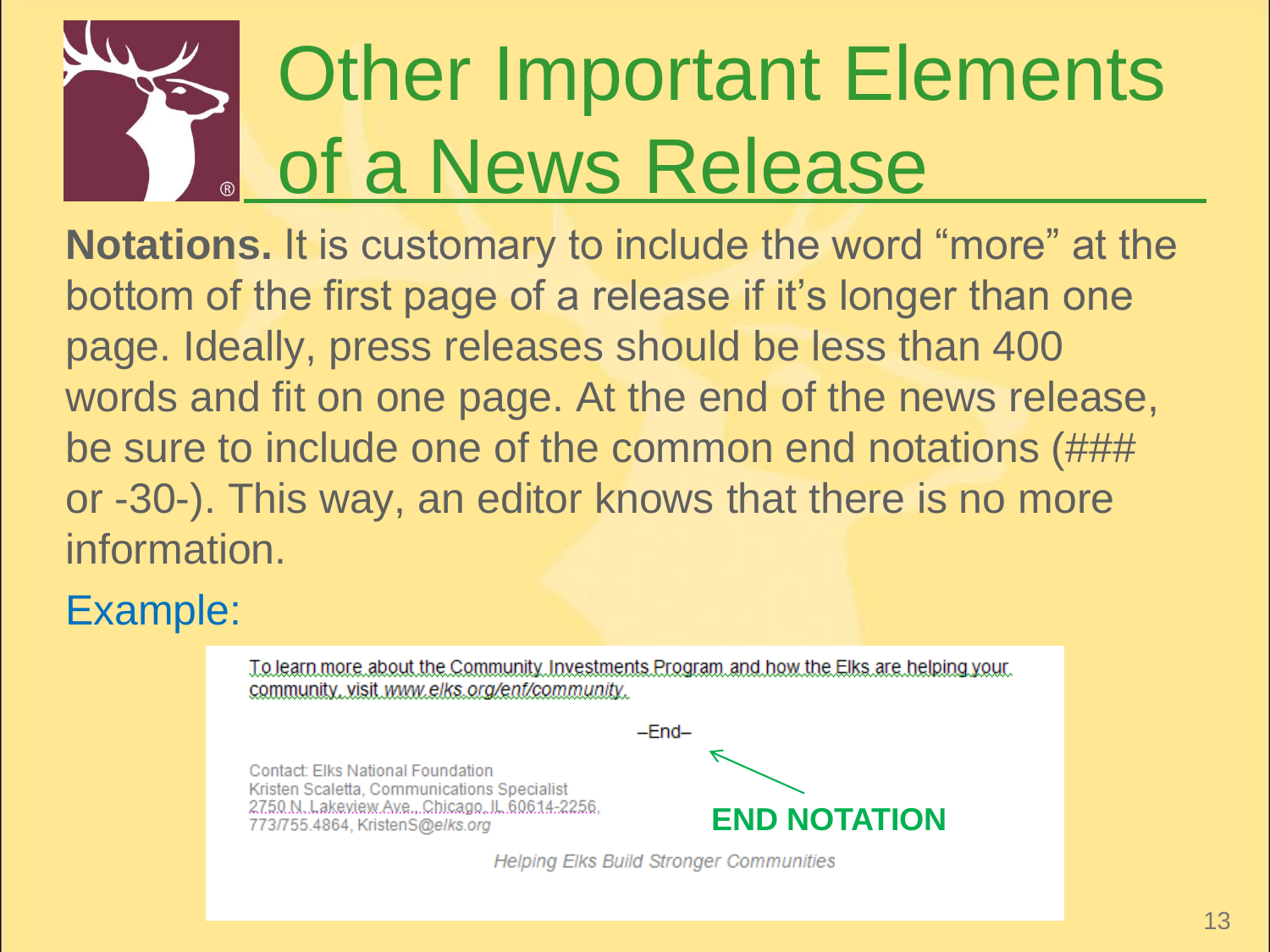# Other Important Elements of a News Release

**Notations.** It is customary to include the word "more" at the bottom of the first page of a release if it's longer than one page. Ideally, press releases should be less than 400 words and fit on one page. At the end of the news release, be sure to include one of the common end notations (### or -30-). This way, an editor knows that there is no more information.

Example:

To learn more about the Community Investments Program and how the Elks are helping your community, visit *www.elks.org/enf/community*.

–End–

Contact: Elks National Foundation
Kristen Scaletta, Communications Specialist
2750 N. Lakeview Ave., Chicago, IL 60614-2256,
773/755.4864, KristenS@*elks.org*

**END NOTATION**

*Helping Elks Build Stronger Communities*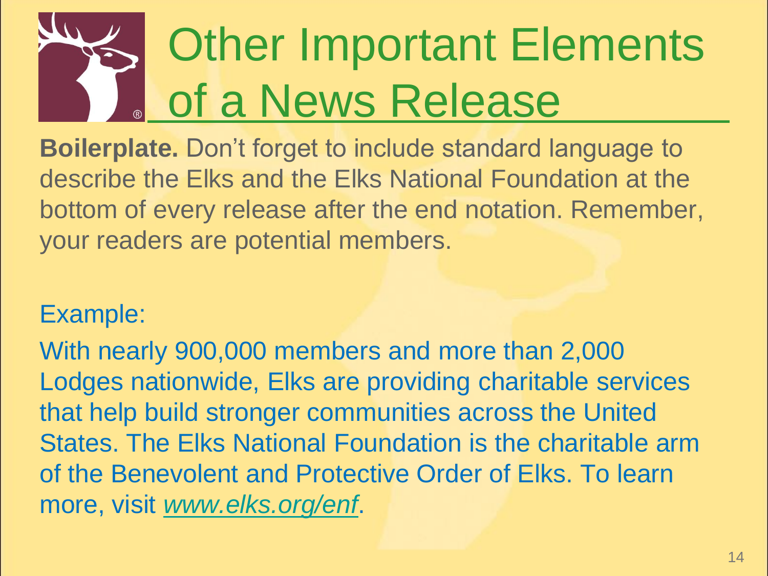# Other Important Elements of a News Release

**Boilerplate.** Don't forget to include standard language to describe the Elks and the Elks National Foundation at the bottom of every release after the end notation. Remember, your readers are potential members.

Example:

With nearly 900,000 members and more than 2,000 Lodges nationwide, Elks are providing charitable services that help build stronger communities across the United States. The Elks National Foundation is the charitable arm of the Benevolent and Protective Order of Elks. To learn more, visit *www.elks.org/enf*.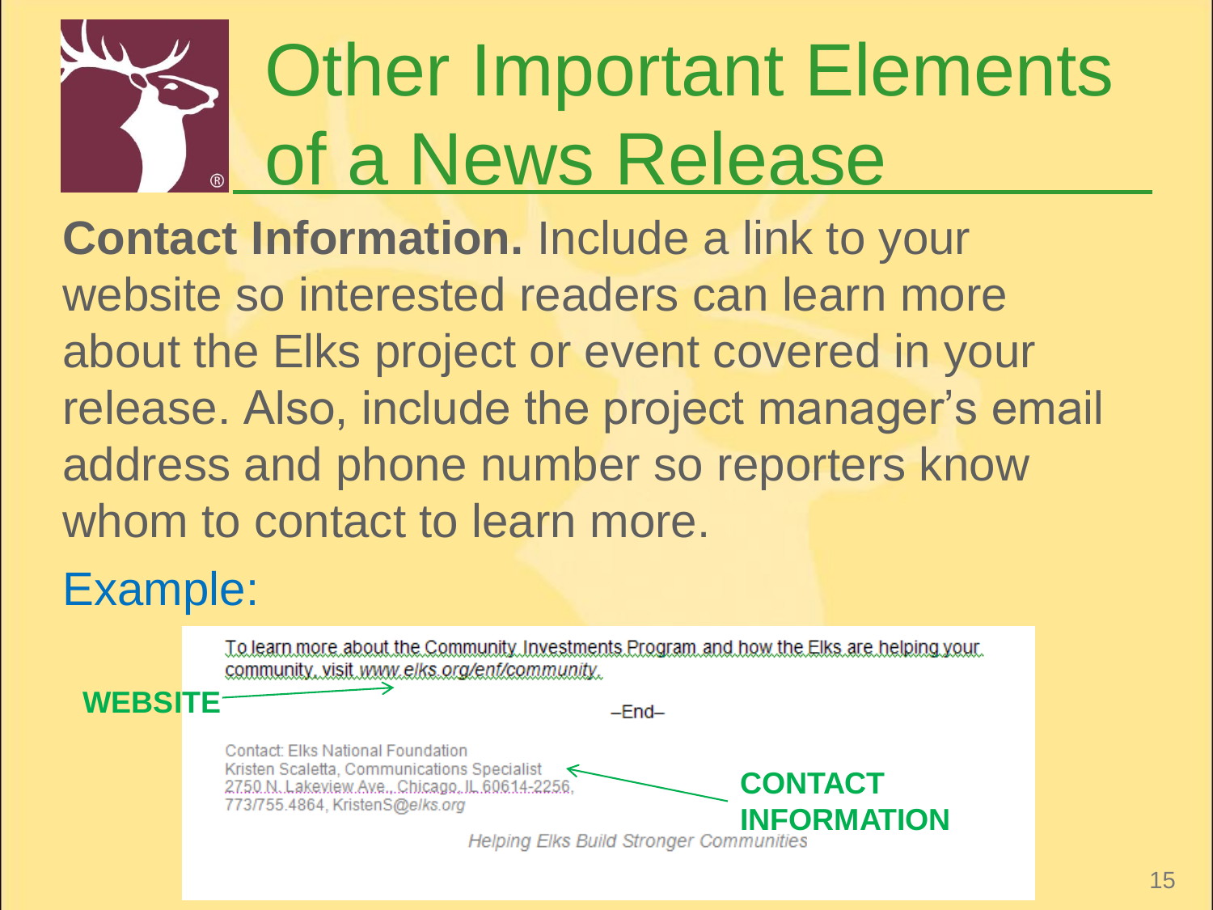# Other Important Elements of a News Release

**Contact Information.** Include a link to your website so interested readers can learn more about the Elks project or event covered in your release. Also, include the project manager's email address and phone number so reporters know whom to contact to learn more.

Example:

To learn more about the Community Investments Program and how the Elks are helping your community, visit *www.elks.org/enf/community*.

**WEBSITE**

–End–

Contact: Elks National Foundation
Kristen Scaletta, Communications Specialist
2750 N. Lakeview Ave., Chicago, IL 60614-2256,
773/755.4864, KristenS@*elks.org*

**CONTACT INFORMATION**

*Helping Elks Build Stronger Communities*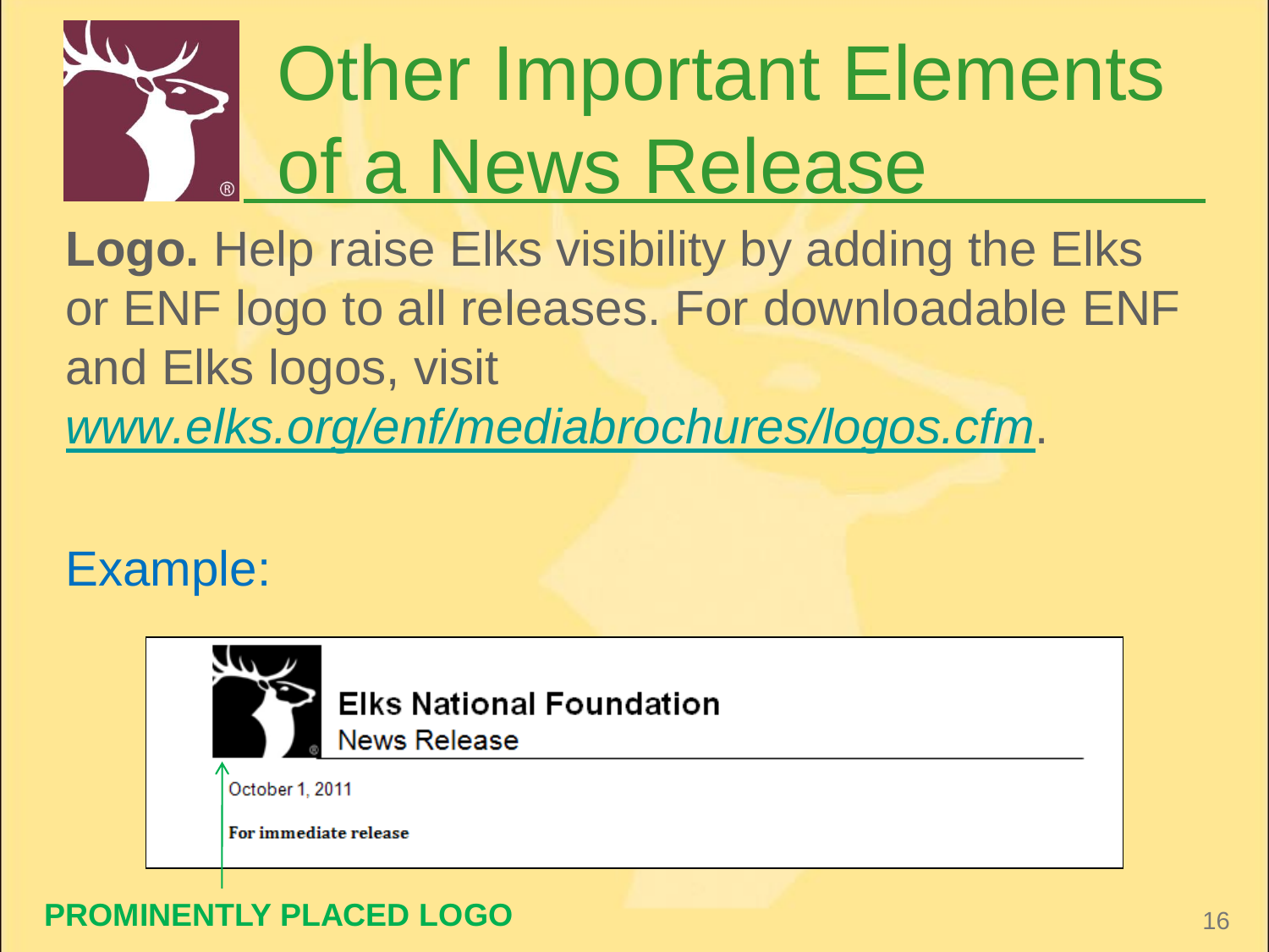# Other Important Elements of a News Release

**Logo.** Help raise Elks visibility by adding the Elks or ENF logo to all releases. For downloadable ENF and Elks logos, visit *www.elks.org/enf/mediabrochures/logos.cfm*.

Example:

**Elks National Foundation**
News Release

October 1, 2011

**For immediate release**

**PROMINENTLY PLACED LOGO**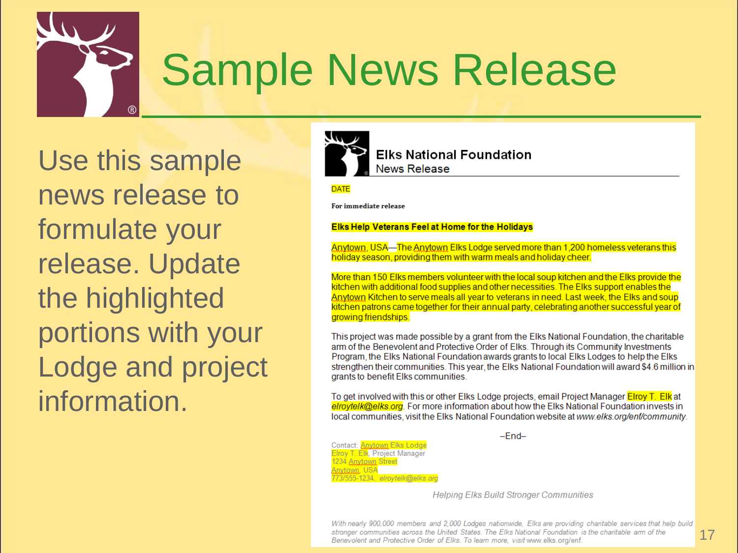# Sample News Release

Use this sample news release to formulate your release. Update the highlighted portions with your Lodge and project information.

---

**Elks National Foundation**
News Release

DATE

**For immediate release**

**Elks Help Veterans Feel at Home for the Holidays**

Anytown, USA—The Anytown Elks Lodge served more than 1,200 homeless veterans this holiday season, providing them with warm meals and holiday cheer.

More than 150 Elks members volunteer with the local soup kitchen and the Elks provide the kitchen with additional food supplies and other necessities. The Elks support enables the Anytown Kitchen to serve meals all year to veterans in need. Last week, the Elks and soup kitchen patrons came together for their annual party, celebrating another successful year of growing friendships.

This project was made possible by a grant from the Elks National Foundation, the charitable arm of the Benevolent and Protective Order of Elks. Through its Community Investments Program, the Elks National Foundation awards grants to local Elks Lodges to help the Elks strengthen their communities. This year, the Elks National Foundation will award $4.6 million in grants to benefit Elks communities.

To get involved with this or other Elks Lodge projects, email Project Manager Elroy T. Elk at *elroytelk@elks.org*. For more information about how the Elks National Foundation invests in local communities, visit the Elks National Foundation website at *www.elks.org/enf/community*.

–End–

Contact: Anytown Elks Lodge
Elroy T. Elk, Project Manager
1234 Anytown Street
Anytown, USA
773/555-1234, *elroytelk@elks.org*

*Helping Elks Build Stronger Communities*

*With nearly 900,000 members and 2,000 Lodges nationwide, Elks are providing charitable services that help build stronger communities across the United States. The Elks National Foundation is the charitable arm of the Benevolent and Protective Order of Elks. To learn more, visit www.elks.org/enf.*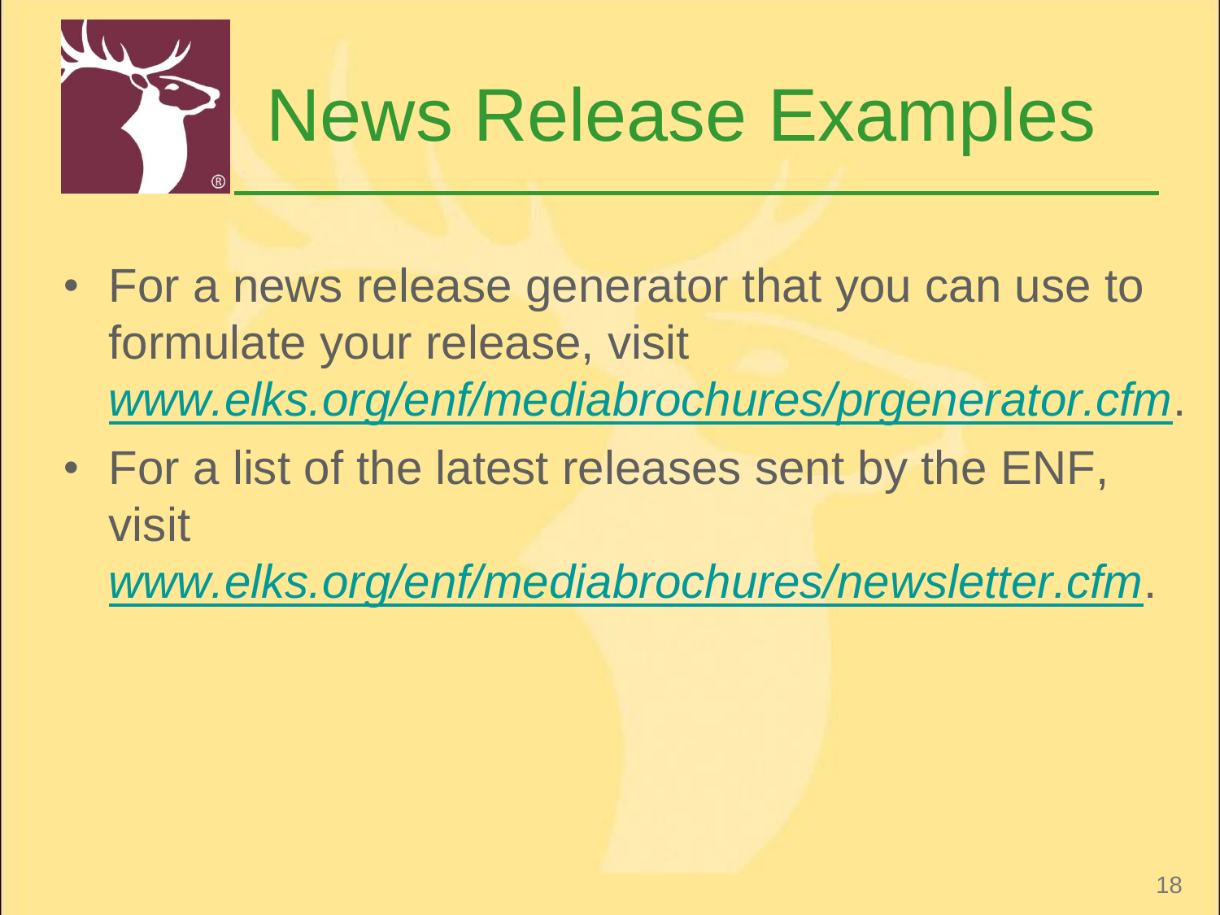# News Release Examples

- For a news release generator that you can use to formulate your release, visit *www.elks.org/enf/mediabrochures/prgenerator.cfm*.
- For a list of the latest releases sent by the ENF, visit *www.elks.org/enf/mediabrochures/newsletter.cfm*.